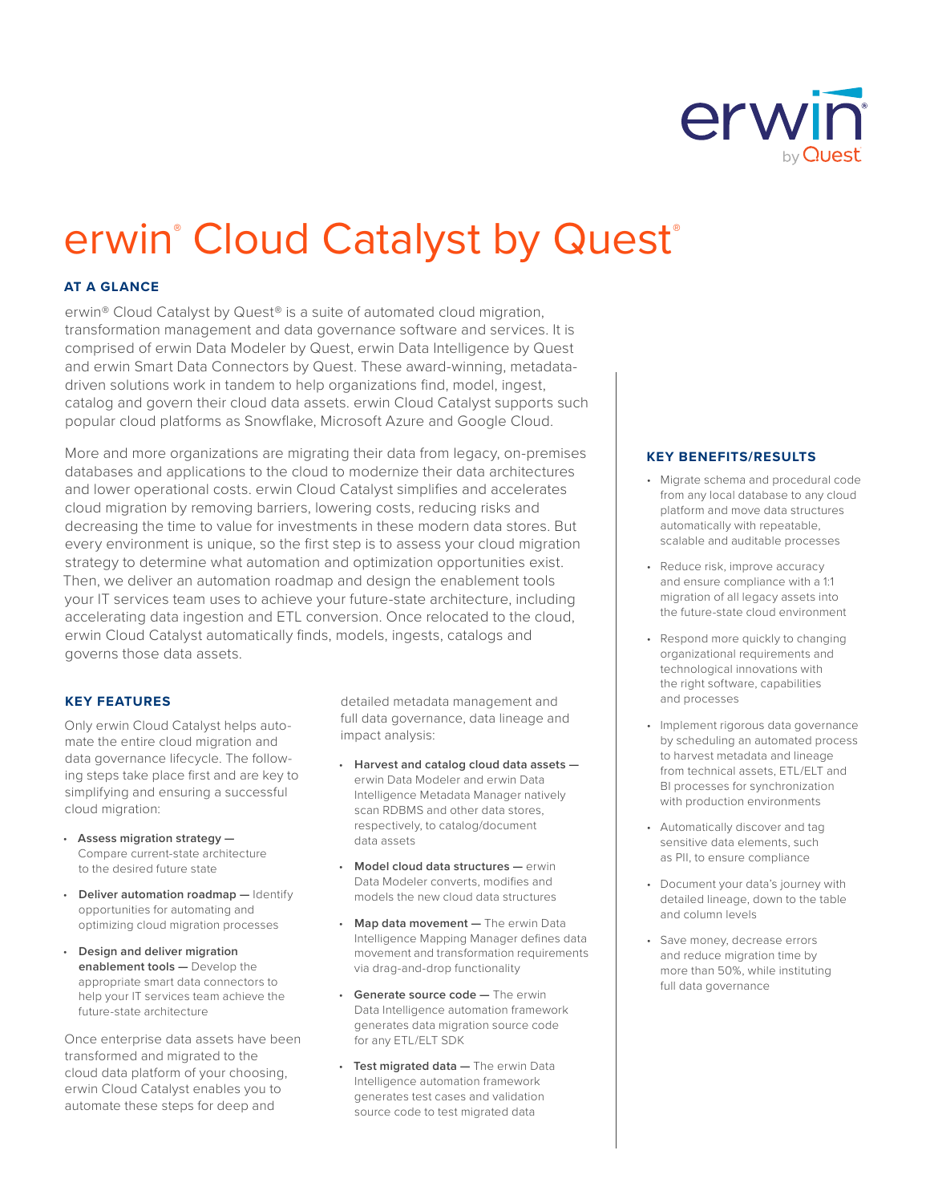# erwin® Cloud Catalyst by Quest®

## AT A GLANCE

erwin® Cloud Catalyst by Quest® is a suite of automated cloud migration, transformation management and data governance software and services. It is comprised of erwin Data Modeler by Quest, erwin Data Intelligence by Quest and erwin Smart Data Connectors by Quest. These award-winning, metadata-driven solutions work in tandem to help organizations find, model, ingest, catalog and govern their cloud data assets. erwin Cloud Catalyst supports such popular cloud platforms as Snowflake, Microsoft Azure and Google Cloud.

More and more organizations are migrating their data from legacy, on-premises databases and applications to the cloud to modernize their data architectures and lower operational costs. erwin Cloud Catalyst simplifies and accelerates cloud migration by removing barriers, lowering costs, reducing risks and decreasing the time to value for investments in these modern data stores. But every environment is unique, so the first step is to assess your cloud migration strategy to determine what automation and optimization opportunities exist. Then, we deliver an automation roadmap and design the enablement tools your IT services team uses to achieve your future-state architecture, including accelerating data ingestion and ETL conversion. Once relocated to the cloud, erwin Cloud Catalyst automatically finds, models, ingests, catalogs and governs those data assets.

## KEY FEATURES

Only erwin Cloud Catalyst helps automate the entire cloud migration and data governance lifecycle. The following steps take place first and are key to simplifying and ensuring a successful cloud migration:

- **Assess migration strategy —** Compare current-state architecture to the desired future state
- **Deliver automation roadmap —** Identify opportunities for automating and optimizing cloud migration processes
- **Design and deliver migration enablement tools —** Develop the appropriate smart data connectors to help your IT services team achieve the future-state architecture

Once enterprise data assets have been transformed and migrated to the cloud data platform of your choosing, erwin Cloud Catalyst enables you to automate these steps for deep and detailed metadata management and full data governance, data lineage and impact analysis:

- **Harvest and catalog cloud data assets —** erwin Data Modeler and erwin Data Intelligence Metadata Manager natively scan RDBMS and other data stores, respectively, to catalog/document data assets
- **Model cloud data structures —** erwin Data Modeler converts, modifies and models the new cloud data structures
- **Map data movement —** The erwin Data Intelligence Mapping Manager defines data movement and transformation requirements via drag-and-drop functionality
- **Generate source code —** The erwin Data Intelligence automation framework generates data migration source code for any ETL/ELT SDK
- **Test migrated data —** The erwin Data Intelligence automation framework generates test cases and validation source code to test migrated data

## KEY BENEFITS/RESULTS

- Migrate schema and procedural code from any local database to any cloud platform and move data structures automatically with repeatable, scalable and auditable processes
- Reduce risk, improve accuracy and ensure compliance with a 1:1 migration of all legacy assets into the future-state cloud environment
- Respond more quickly to changing organizational requirements and technological innovations with the right software, capabilities and processes
- Implement rigorous data governance by scheduling an automated process to harvest metadata and lineage from technical assets, ETL/ELT and BI processes for synchronization with production environments
- Automatically discover and tag sensitive data elements, such as PII, to ensure compliance
- Document your data's journey with detailed lineage, down to the table and column levels
- Save money, decrease errors and reduce migration time by more than 50%, while instituting full data governance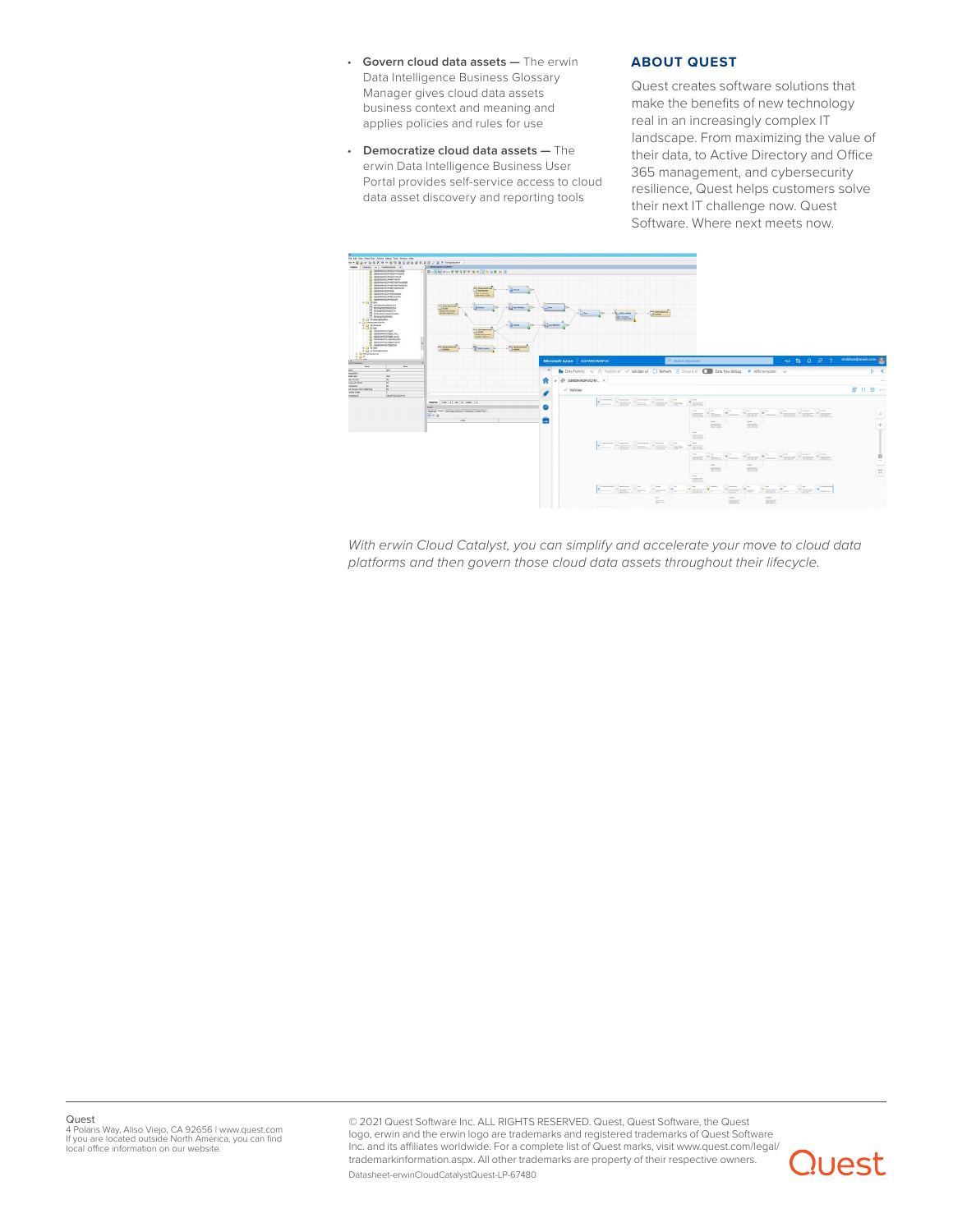- **Govern cloud data assets —** The erwin Data Intelligence Business Glossary Manager gives cloud data assets business context and meaning and applies policies and rules for use
- **Democratize cloud data assets —** The erwin Data Intelligence Business User Portal provides self-service access to cloud data asset discovery and reporting tools

## ABOUT QUEST

Quest creates software solutions that make the benefits of new technology real in an increasingly complex IT landscape. From maximizing the value of their data, to Active Directory and Office 365 management, and cybersecurity resilience, Quest helps customers solve their next IT challenge now. Quest Software. Where next meets now.

*With erwin Cloud Catalyst, you can simplify and accelerate your move to cloud data platforms and then govern those cloud data assets throughout their lifecycle.*

Quest
4 Polaris Way, Aliso Viejo, CA 92656 | www.quest.com
If you are located outside North America, you can find local office information on our website.

© 2021 Quest Software Inc. ALL RIGHTS RESERVED. Quest, Quest Software, the Quest logo, erwin and the erwin logo are trademarks and registered trademarks of Quest Software Inc. and its affiliates worldwide. For a complete list of Quest marks, visit www.quest.com/legal/trademarkinformation.aspx. All other trademarks are property of their respective owners.

Datasheet-erwinCloudCatalystQuest-LP-67480